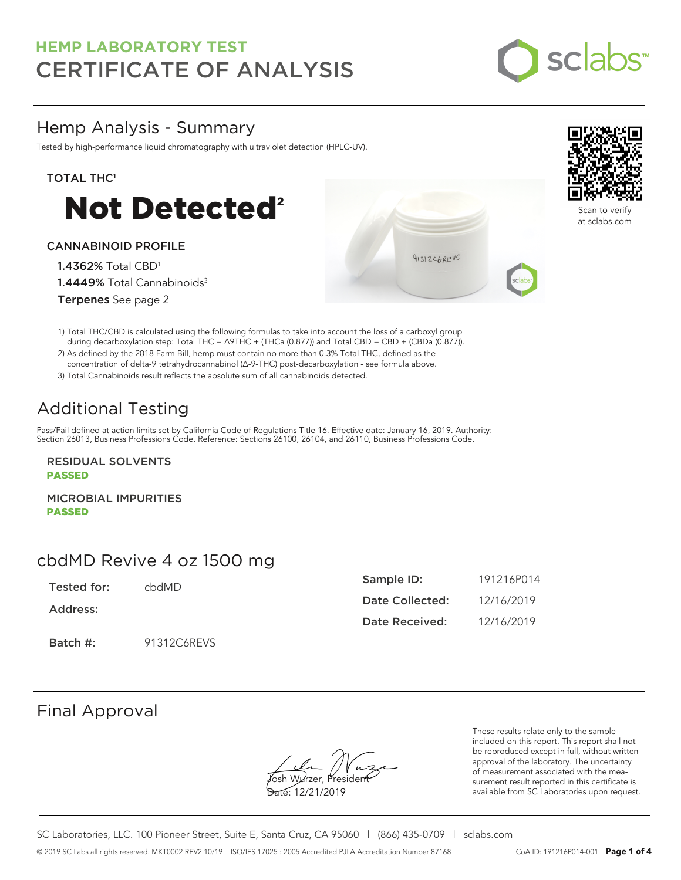# HEMP LABORATORY TEST
# CERTIFICATE OF ANALYSIS

## Hemp Analysis - Summary

Tested by high-performance liquid chromatography with ultraviolet detection (HPLC-UV).

### TOTAL THC[1]

# Not Detected[2]

### CANNABINOID PROFILE

**1.4362%** Total CBD[1]

**1.4449%** Total Cannabinoids[3]

**Terpenes** See page 2

Scan to verify at sclabs.com

1) Total THC/CBD is calculated using the following formulas to take into account the loss of a carboxyl group during decarboxylation step: Total THC = Δ9THC + (THCa (0.877)) and Total CBD = CBD + (CBDa (0.877)).
2) As defined by the 2018 Farm Bill, hemp must contain no more than 0.3% Total THC, defined as the concentration of delta-9 tetrahydrocannabinol (Δ-9-THC) post-decarboxylation - see formula above.
3) Total Cannabinoids result reflects the absolute sum of all cannabinoids detected.

## Additional Testing

Pass/Fail defined at action limits set by California Code of Regulations Title 16. Effective date: January 16, 2019. Authority: Section 26013, Business Professions Code. Reference: Sections 26100, 26104, and 26110, Business Professions Code.

**RESIDUAL SOLVENTS**
**PASSED**

**MICROBIAL IMPURITIES**
**PASSED**

## cbdMD Revive 4 oz 1500 mg

**Tested for:** cbdMD

**Address:**

**Batch #:** 91312C6REVS

**Sample ID:** 191216P014

**Date Collected:** 12/16/2019

**Date Received:** 12/16/2019

## Final Approval

Josh Wurzer, President

Date: 12/21/2019

These results relate only to the sample included on this report. This report shall not be reproduced except in full, without written approval of the laboratory. The uncertainty of measurement associated with the measurement result reported in this certificate is available from SC Laboratories upon request.

SC Laboratories, LLC. 100 Pioneer Street, Suite E, Santa Cruz, CA 95060 | (866) 435-0709 | sclabs.com

© 2019 SC Labs all rights reserved. MKT0002 REV2 10/19 ISO/IES 17025 : 2005 Accredited PJLA Accreditation Number 87168 CoA ID: 191216P014-001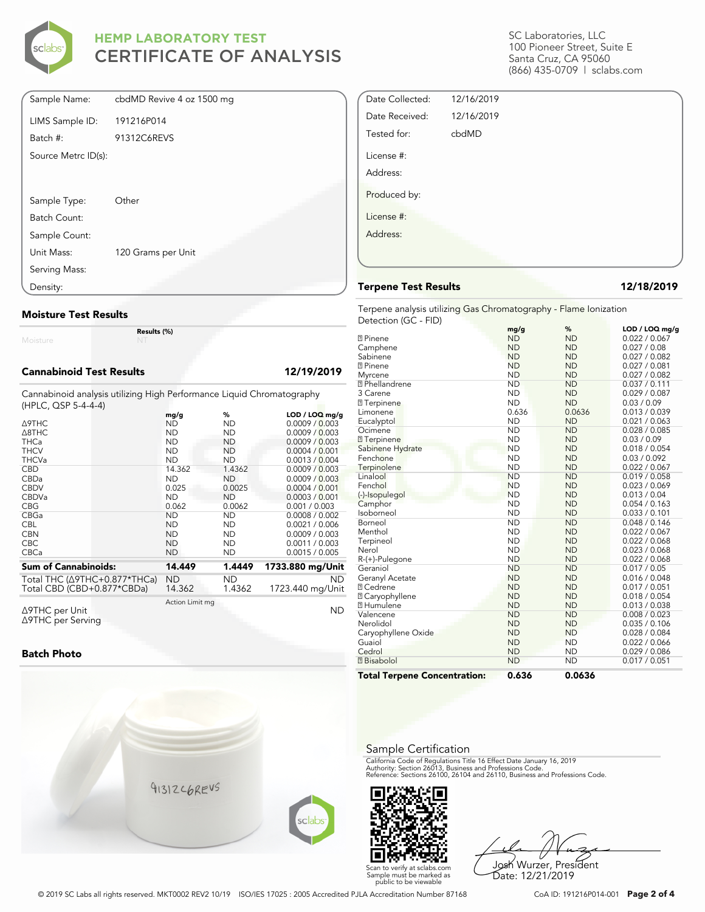# HEMP LABORATORY TEST
# CERTIFICATE OF ANALYSIS

SC Laboratories, LLC
100 Pioneer Street, Suite E
Santa Cruz, CA 95060
(866) 435-0709 | sclabs.com

| | |
|---|---|
| Sample Name: | cbdMD Revive 4 oz 1500 mg |
| LIMS Sample ID: | 191216P014 |
| Batch #: | 91312C6REVS |
| Source Metrc ID(s): | |
| Sample Type: | Other |
| Batch Count: | |
| Sample Count: | |
| Unit Mass: | 120 Grams per Unit |
| Serving Mass: | |
| Density: | |

| | |
|---|---|
| Date Collected: | 12/16/2019 |
| Date Received: | 12/16/2019 |
| Tested for: | cbdMD |
| License #: | |
| Address: | |
| Produced by: | |
| License #: | |
| Address: | |

## Moisture Test Results

| | Results (%) |
|---|---|
| Moisture | NT |

## Cannabinoid Test Results — 12/19/2019

Cannabinoid analysis utilizing High Performance Liquid Chromatography (HPLC, QSP 5-4-4-4)

| | mg/g | % | LOD / LOQ mg/g |
|---|---|---|---|
| Δ9THC | ND | ND | 0.0009 / 0.003 |
| Δ8THC | ND | ND | 0.0009 / 0.003 |
| THCa | ND | ND | 0.0009 / 0.003 |
| THCV | ND | ND | 0.0004 / 0.001 |
| THCVa | ND | ND | 0.0013 / 0.004 |
| CBD | 14.362 | 1.4362 | 0.0009 / 0.003 |
| CBDa | ND | ND | 0.0009 / 0.003 |
| CBDV | 0.025 | 0.0025 | 0.0004 / 0.001 |
| CBDVa | ND | ND | 0.0003 / 0.001 |
| CBG | 0.062 | 0.0062 | 0.001 / 0.003 |
| CBGa | ND | ND | 0.0008 / 0.002 |
| CBL | ND | ND | 0.0021 / 0.006 |
| CBN | ND | ND | 0.0009 / 0.003 |
| CBC | ND | ND | 0.0011 / 0.003 |
| CBCa | ND | ND | 0.0015 / 0.005 |
| **Sum of Cannabinoids:** | **14.449** | **1.4449** | **1733.880 mg/Unit** |
| Total THC (Δ9THC+0.877*THCa) | ND | ND | ND |
| Total CBD (CBD+0.877*CBDa) | 14.362 | 1.4362 | 1723.440 mg/Unit |

| | Action Limit mg | |
|---|---|---|
| Δ9THC per Unit | | ND |
| Δ9THC per Serving | | |

## Batch Photo

## Terpene Test Results — 12/18/2019

Terpene analysis utilizing Gas Chromatography - Flame Ionization Detection (GC - FID)

| | mg/g | % | LOD / LOQ mg/g |
|---|---|---|---|
| ? Pinene | ND | ND | 0.022 / 0.067 |
| Camphene | ND | ND | 0.027 / 0.08 |
| Sabinene | ND | ND | 0.027 / 0.082 |
| ? Pinene | ND | ND | 0.027 / 0.081 |
| Myrcene | ND | ND | 0.027 / 0.082 |
| ? Phellandrene | ND | ND | 0.037 / 0.111 |
| 3 Carene | ND | ND | 0.029 / 0.087 |
| ? Terpinene | ND | ND | 0.03 / 0.09 |
| Limonene | 0.636 | 0.0636 | 0.013 / 0.039 |
| Eucalyptol | ND | ND | 0.021 / 0.063 |
| Ocimene | ND | ND | 0.028 / 0.085 |
| ? Terpinene | ND | ND | 0.03 / 0.09 |
| Sabinene Hydrate | ND | ND | 0.018 / 0.054 |
| Fenchone | ND | ND | 0.03 / 0.092 |
| Terpinolene | ND | ND | 0.022 / 0.067 |
| Linalool | ND | ND | 0.019 / 0.058 |
| Fenchol | ND | ND | 0.023 / 0.069 |
| (-)-Isopulegol | ND | ND | 0.013 / 0.04 |
| Camphor | ND | ND | 0.054 / 0.163 |
| Isoborneol | ND | ND | 0.033 / 0.101 |
| Borneol | ND | ND | 0.048 / 0.146 |
| Menthol | ND | ND | 0.022 / 0.067 |
| Terpineol | ND | ND | 0.022 / 0.068 |
| Nerol | ND | ND | 0.023 / 0.068 |
| R-(+)-Pulegone | ND | ND | 0.022 / 0.068 |
| Geraniol | ND | ND | 0.017 / 0.05 |
| Geranyl Acetate | ND | ND | 0.016 / 0.048 |
| ? Cedrene | ND | ND | 0.017 / 0.051 |
| ? Caryophyllene | ND | ND | 0.018 / 0.054 |
| ? Humulene | ND | ND | 0.013 / 0.038 |
| Valencene | ND | ND | 0.008 / 0.023 |
| Nerolidol | ND | ND | 0.035 / 0.106 |
| Caryophyllene Oxide | ND | ND | 0.028 / 0.084 |
| Guaiol | ND | ND | 0.022 / 0.066 |
| Cedrol | ND | ND | 0.029 / 0.086 |
| ? Bisabolol | ND | ND | 0.017 / 0.051 |
| **Total Terpene Concentration:** | **0.636** | **0.0636** | |

## Sample Certification

California Code of Regulations Title 16 Effect Date January 16, 2019
Authority: Section 26013, Business and Professions Code.
Reference: Sections 26100, 26104 and 26110, Business and Professions Code.

Scan to verify at sclabs.com
Sample must be marked as public to be viewable

Josh Wurzer, President
Date: 12/21/2019

© 2019 SC Labs all rights reserved. MKT0002 REV2 10/19 ISO/IES 17025 : 2005 Accredited PJLA Accreditation Number 87168 CoA ID: 191216P014-001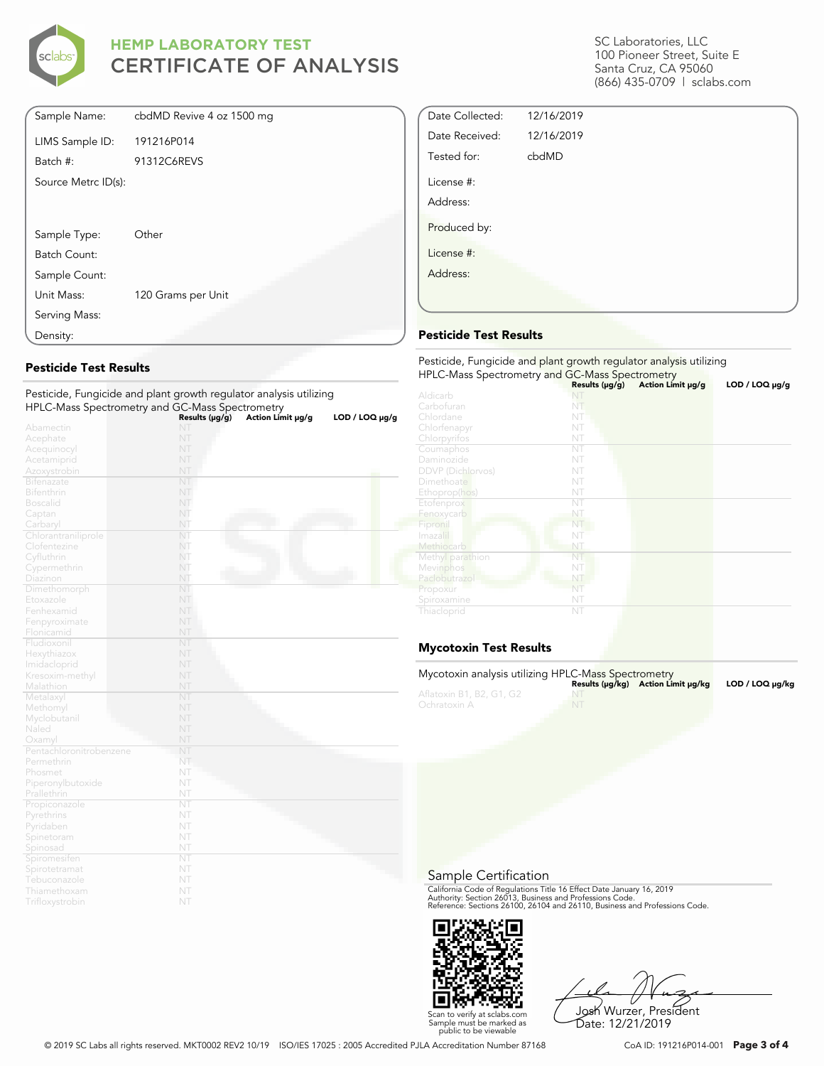# HEMP LABORATORY TEST
# CERTIFICATE OF ANALYSIS

SC Laboratories, LLC
100 Pioneer Street, Suite E
Santa Cruz, CA 95060
(866) 435-0709 | sclabs.com

| | |
|---|---|
| Sample Name: | cbdMD Revive 4 oz 1500 mg |
| LIMS Sample ID: | 191216P014 |
| Batch #: | 91312C6REVS |
| Source Metrc ID(s): | |
| Sample Type: | Other |
| Batch Count: | |
| Sample Count: | |
| Unit Mass: | 120 Grams per Unit |
| Serving Mass: | |
| Density: | |

| | |
|---|---|
| Date Collected: | 12/16/2019 |
| Date Received: | 12/16/2019 |
| Tested for: | cbdMD |
| License #: | |
| Address: | |
| Produced by: | |
| License #: | |
| Address: | |

## Pesticide Test Results

Pesticide, Fungicide and plant growth regulator analysis utilizing HPLC-Mass Spectrometry and GC-Mass Spectrometry

| | Results (μg/g) | Action Limit μg/g | LOD / LOQ μg/g |
|---|---|---|---|
| Abamectin | NT | | |
| Acephate | NT | | |
| Acequinocyl | NT | | |
| Acetamiprid | NT | | |
| Azoxystrobin | NT | | |
| Bifenazate | NT | | |
| Bifenthrin | NT | | |
| Boscalid | NT | | |
| Captan | NT | | |
| Carbaryl | NT | | |
| Chlorantraniliprole | NT | | |
| Clofentezine | NT | | |
| Cyfluthrin | NT | | |
| Cypermethrin | NT | | |
| Diazinon | NT | | |
| Dimethomorph | NT | | |
| Etoxazole | NT | | |
| Fenhexamid | NT | | |
| Fenpyroximate | NT | | |
| Flonicamid | NT | | |
| Fludioxonil | NT | | |
| Hexythiazox | NT | | |
| Imidacloprid | NT | | |
| Kresoxim-methyl | NT | | |
| Malathion | NT | | |
| Metalaxyl | NT | | |
| Methomyl | NT | | |
| Myclobutanil | NT | | |
| Naled | NT | | |
| Oxamyl | NT | | |
| Pentachloronitrobenzene | NT | | |
| Permethrin | NT | | |
| Phosmet | NT | | |
| Piperonylbutoxide | NT | | |
| Prallethrin | NT | | |
| Propiconazole | NT | | |
| Pyrethrins | NT | | |
| Pyridaben | NT | | |
| Spinetoram | NT | | |
| Spinosad | NT | | |
| Spiromesifen | NT | | |
| Spirotetramat | NT | | |
| Tebuconazole | NT | | |
| Thiamethoxam | NT | | |
| Trifloxystrobin | NT | | |

## Pesticide Test Results

Pesticide, Fungicide and plant growth regulator analysis utilizing HPLC-Mass Spectrometry and GC-Mass Spectrometry

| | Results (μg/g) | Action Limit μg/g | LOD / LOQ μg/g |
|---|---|---|---|
| Aldicarb | NT | | |
| Carbofuran | NT | | |
| Chlordane | NT | | |
| Chlorfenapyr | NT | | |
| Chlorpyrifos | NT | | |
| Coumaphos | NT | | |
| Daminozide | NT | | |
| DDVP (Dichlorvos) | NT | | |
| Dimethoate | NT | | |
| Ethoprop(hos) | NT | | |
| Etofenprox | NT | | |
| Fenoxycarb | NT | | |
| Fipronil | NT | | |
| Imazalil | NT | | |
| Methiocarb | NT | | |
| Methyl parathion | NT | | |
| Mevinphos | NT | | |
| Paclobutrazol | NT | | |
| Propoxur | NT | | |
| Spiroxamine | NT | | |
| Thiacloprid | NT | | |

## Mycotoxin Test Results

Mycotoxin analysis utilizing HPLC-Mass Spectrometry

| | Results (μg/kg) | Action Limit μg/kg | LOD / LOQ μg/kg |
|---|---|---|---|
| Aflatoxin B1, B2, G1, G2 | NT | | |
| Ochratoxin A | NT | | |

## Sample Certification

California Code of Regulations Title 16 Effect Date January 16, 2019
Authority: Section 26013, Business and Professions Code.
Reference: Sections 26100, 26104 and 26110, Business and Professions Code.

Scan to verify at sclabs.com
Sample must be marked as public to be viewable

Josh Wurzer, President
Date: 12/21/2019

© 2019 SC Labs all rights reserved. MKT0002 REV2 10/19 ISO/IES 17025 : 2005 Accredited PJLA Accreditation Number 87168

CoA ID: 191216P014-001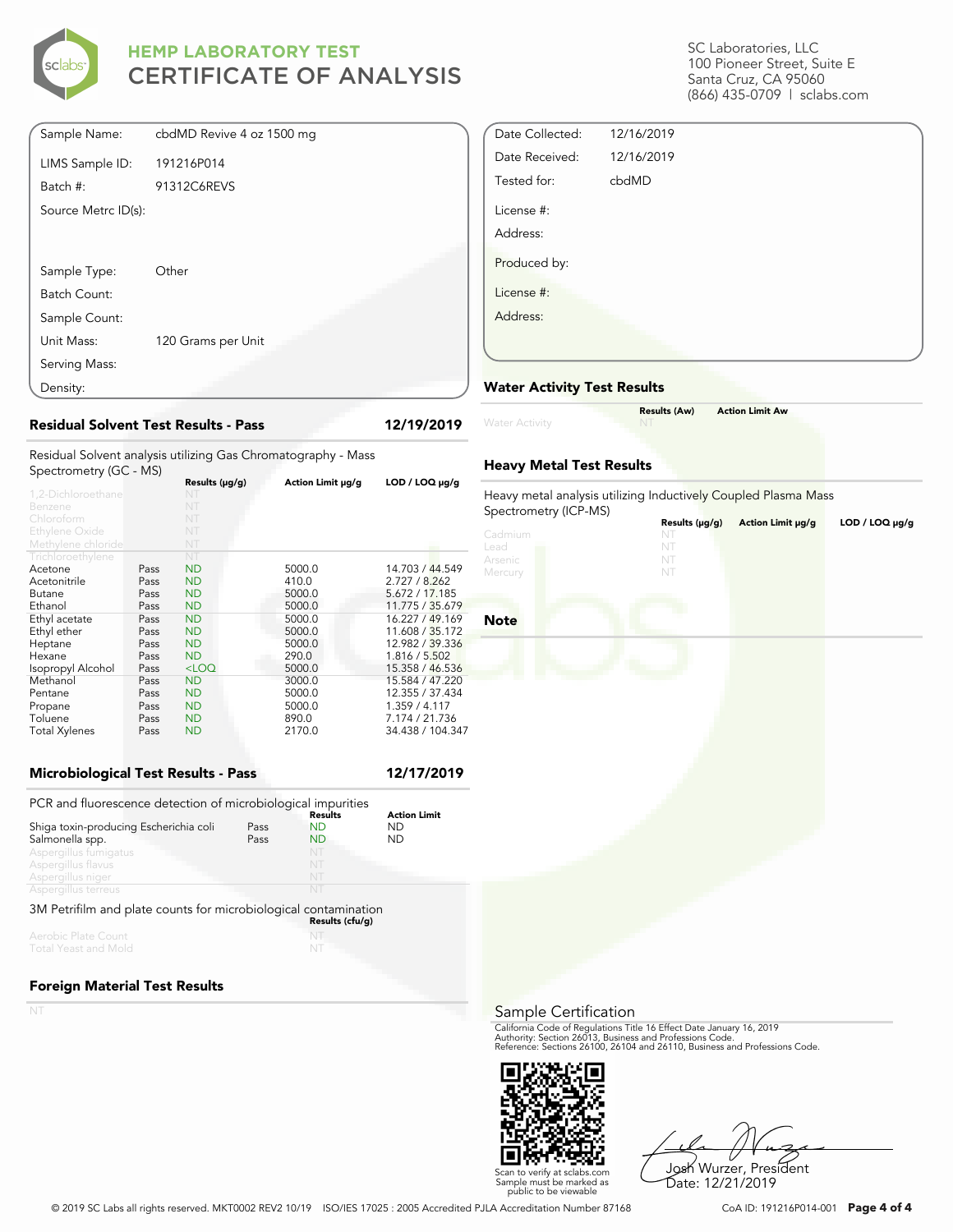# HEMP LABORATORY TEST
# CERTIFICATE OF ANALYSIS

SC Laboratories, LLC
100 Pioneer Street, Suite E
Santa Cruz, CA 95060
(866) 435-0709 | sclabs.com

| | |
|---|---|
| Sample Name: | cbdMD Revive 4 oz 1500 mg |
| LIMS Sample ID: | 191216P014 |
| Batch #: | 91312C6REVS |
| Source Metrc ID(s): | |
| Sample Type: | Other |
| Batch Count: | |
| Sample Count: | |
| Unit Mass: | 120 Grams per Unit |
| Serving Mass: | |
| Density: | |

| | |
|---|---|
| Date Collected: | 12/16/2019 |
| Date Received: | 12/16/2019 |
| Tested for: | cbdMD |
| License #: | |
| Address: | |
| Produced by: | |
| License #: | |
| Address: | |

## Residual Solvent Test Results - Pass — 12/19/2019

Residual Solvent analysis utilizing Gas Chromatography - Mass Spectrometry (GC - MS)

| | | Results (µg/g) | Action Limit µg/g | LOD / LOQ µg/g |
|---|---|---|---|---|
| 1,2-Dichloroethane | | NT | | |
| Benzene | | NT | | |
| Chloroform | | NT | | |
| Ethylene Oxide | | NT | | |
| Methylene chloride | | NT | | |
| Trichloroethylene | | NT | | |
| Acetone | Pass | ND | 5000.0 | 14.703 / 44.549 |
| Acetonitrile | Pass | ND | 410.0 | 2.727 / 8.262 |
| Butane | Pass | ND | 5000.0 | 5.672 / 17.185 |
| Ethanol | Pass | ND | 5000.0 | 11.775 / 35.679 |
| Ethyl acetate | Pass | ND | 5000.0 | 16.227 / 49.169 |
| Ethyl ether | Pass | ND | 5000.0 | 11.608 / 35.172 |
| Heptane | Pass | ND | 5000.0 | 12.982 / 39.336 |
| Hexane | Pass | ND | 290.0 | 1.816 / 5.502 |
| Isopropyl Alcohol | Pass | <LOQ | 5000.0 | 15.358 / 46.536 |
| Methanol | Pass | ND | 3000.0 | 15.584 / 47.220 |
| Pentane | Pass | ND | 5000.0 | 12.355 / 37.434 |
| Propane | Pass | ND | 5000.0 | 1.359 / 4.117 |
| Toluene | Pass | ND | 890.0 | 7.174 / 21.736 |
| Total Xylenes | Pass | ND | 2170.0 | 34.438 / 104.347 |

## Microbiological Test Results - Pass — 12/17/2019

PCR and fluorescence detection of microbiological impurities

| | | Results | Action Limit |
|---|---|---|---|
| Shiga toxin-producing Escherichia coli | Pass | ND | ND |
| Salmonella spp. | Pass | ND | ND |
| Aspergillus fumigatus | | NT | |
| Aspergillus flavus | | NT | |
| Aspergillus niger | | NT | |
| Aspergillus terreus | | NT | |

3M Petrifilm and plate counts for microbiological contamination

| | Results (cfu/g) |
|---|---|
| Aerobic Plate Count | NT |
| Total Yeast and Mold | NT |

## Foreign Material Test Results

NT

## Water Activity Test Results

| | Results (Aw) | Action Limit Aw |
|---|---|---|
| Water Activity | NT | |

## Heavy Metal Test Results

Heavy metal analysis utilizing Inductively Coupled Plasma Mass Spectrometry (ICP-MS)

| | Results (µg/g) | Action Limit µg/g | LOD / LOQ µg/g |
|---|---|---|---|
| Cadmium | NT | | |
| Lead | NT | | |
| Arsenic | NT | | |
| Mercury | NT | | |

## Note

## Sample Certification

California Code of Regulations Title 16 Effect Date January 16, 2019
Authority: Section 26013, Business and Professions Code.
Reference: Sections 26100, 26104 and 26110, Business and Professions Code.

Scan to verify at sclabs.com
Sample must be marked as public to be viewable

Josh Wurzer, President
Date: 12/21/2019

© 2019 SC Labs all rights reserved. MKT0002 REV2 10/19 ISO/IES 17025 : 2005 Accredited PJLA Accreditation Number 87168

CoA ID: 191216P014-001